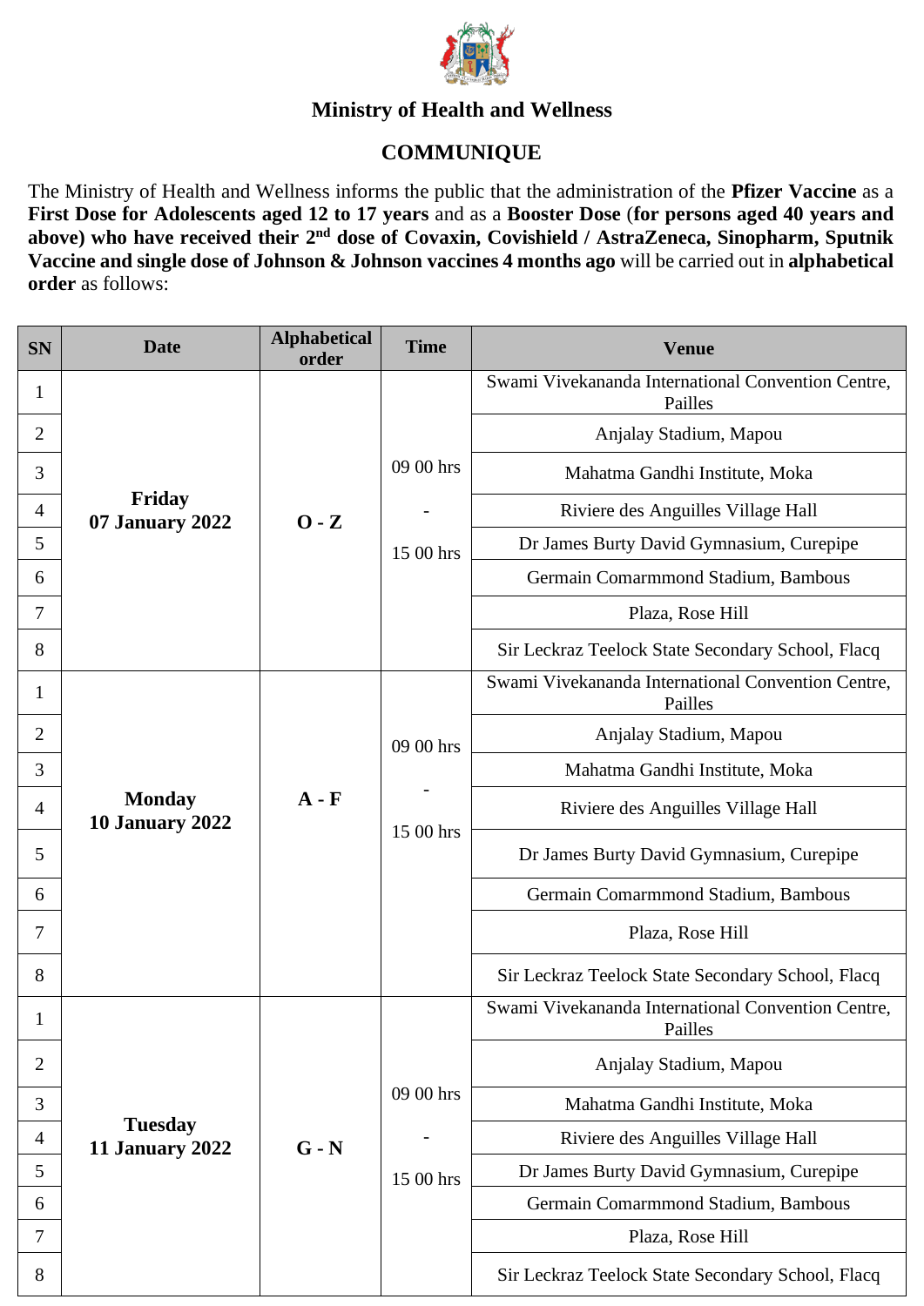## Ministry of Health and Wellness

## COMMUNIQUE

The Ministry of Health and Wellness informs the public that the administration of the **Pfizer Vaccine** as a **First Dose for Adolescents aged 12 to 17 years** and as a **Booster Dose** (**for persons aged 40 years and above) who have received their 2nd dose of Covaxin, Covishield / AstraZeneca, Sinopharm, Sputnik Vaccine and single dose of Johnson & Johnson vaccines 4 months ago** will be carried out in **alphabetical order** as follows:

| SN | Date | Alphabetical order | Time | Venue |
|---|---|---|---|---|
| 1 | **Friday 07 January 2022** | **O - Z** | 09 00 hrs - 15 00 hrs | Swami Vivekananda International Convention Centre, Pailles |
| 2 | | | | Anjalay Stadium, Mapou |
| 3 | | | | Mahatma Gandhi Institute, Moka |
| 4 | | | | Riviere des Anguilles Village Hall |
| 5 | | | | Dr James Burty David Gymnasium, Curepipe |
| 6 | | | | Germain Comarmmond Stadium, Bambous |
| 7 | | | | Plaza, Rose Hill |
| 8 | | | | Sir Leckraz Teelock State Secondary School, Flacq |
| 1 | **Monday 10 January 2022** | **A - F** | 09 00 hrs - 15 00 hrs | Swami Vivekananda International Convention Centre, Pailles |
| 2 | | | | Anjalay Stadium, Mapou |
| 3 | | | | Mahatma Gandhi Institute, Moka |
| 4 | | | | Riviere des Anguilles Village Hall |
| 5 | | | | Dr James Burty David Gymnasium, Curepipe |
| 6 | | | | Germain Comarmmond Stadium, Bambous |
| 7 | | | | Plaza, Rose Hill |
| 8 | | | | Sir Leckraz Teelock State Secondary School, Flacq |
| 1 | **Tuesday 11 January 2022** | **G - N** | 09 00 hrs - 15 00 hrs | Swami Vivekananda International Convention Centre, Pailles |
| 2 | | | | Anjalay Stadium, Mapou |
| 3 | | | | Mahatma Gandhi Institute, Moka |
| 4 | | | | Riviere des Anguilles Village Hall |
| 5 | | | | Dr James Burty David Gymnasium, Curepipe |
| 6 | | | | Germain Comarmmond Stadium, Bambous |
| 7 | | | | Plaza, Rose Hill |
| 8 | | | | Sir Leckraz Teelock State Secondary School, Flacq |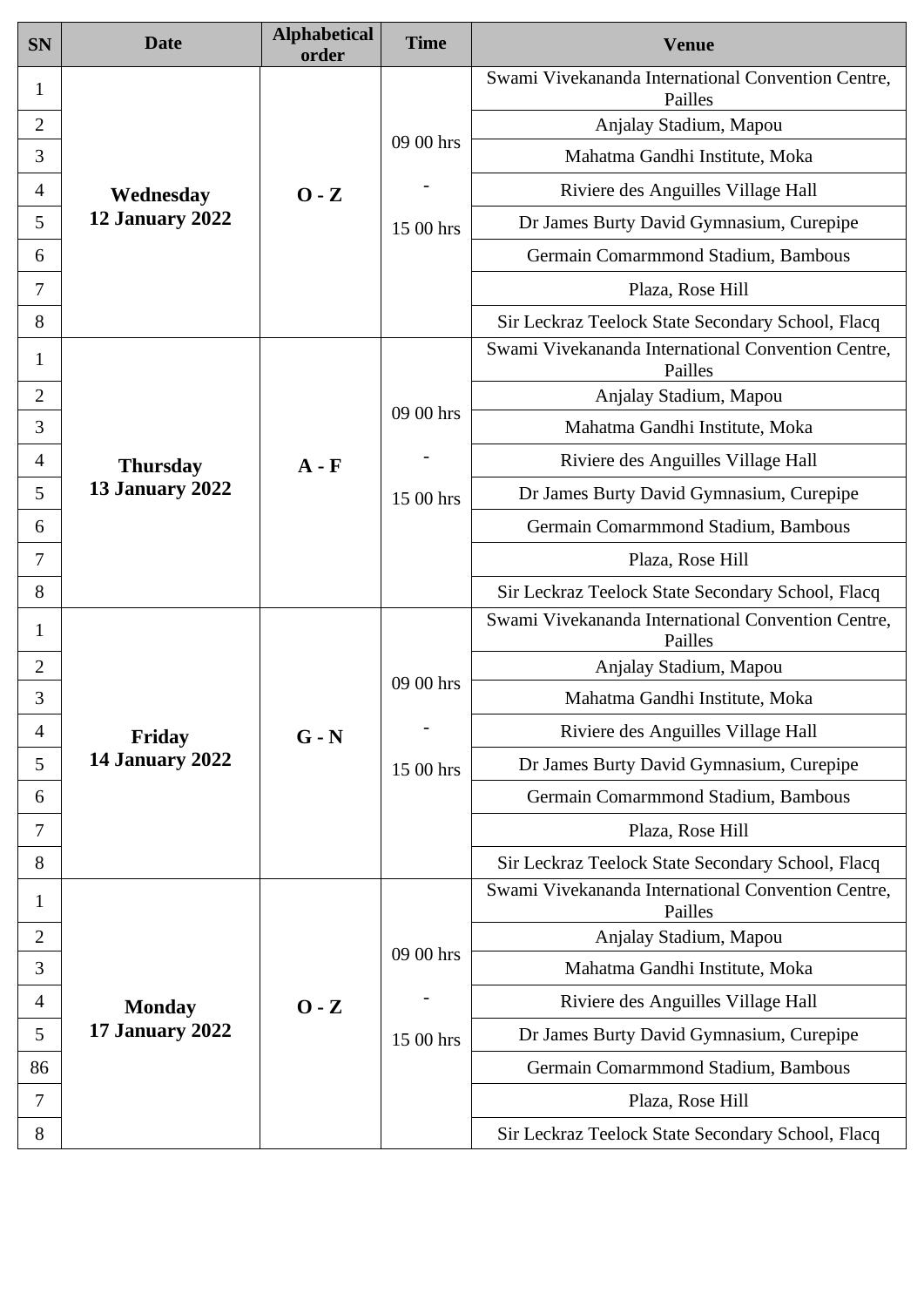| SN | Date | Alphabetical order | Time | Venue |
|---|---|---|---|---|
| 1 | **Wednesday 12 January 2022** | **O - Z** | 09 00 hrs - 15 00 hrs | Swami Vivekananda International Convention Centre, Pailles |
| 2 | | | | Anjalay Stadium, Mapou |
| 3 | | | | Mahatma Gandhi Institute, Moka |
| 4 | | | | Riviere des Anguilles Village Hall |
| 5 | | | | Dr James Burty David Gymnasium, Curepipe |
| 6 | | | | Germain Comarmmond Stadium, Bambous |
| 7 | | | | Plaza, Rose Hill |
| 8 | | | | Sir Leckraz Teelock State Secondary School, Flacq |
| 1 | **Thursday 13 January 2022** | **A - F** | 09 00 hrs - 15 00 hrs | Swami Vivekananda International Convention Centre, Pailles |
| 2 | | | | Anjalay Stadium, Mapou |
| 3 | | | | Mahatma Gandhi Institute, Moka |
| 4 | | | | Riviere des Anguilles Village Hall |
| 5 | | | | Dr James Burty David Gymnasium, Curepipe |
| 6 | | | | Germain Comarmmond Stadium, Bambous |
| 7 | | | | Plaza, Rose Hill |
| 8 | | | | Sir Leckraz Teelock State Secondary School, Flacq |
| 1 | **Friday 14 January 2022** | **G - N** | 09 00 hrs - 15 00 hrs | Swami Vivekananda International Convention Centre, Pailles |
| 2 | | | | Anjalay Stadium, Mapou |
| 3 | | | | Mahatma Gandhi Institute, Moka |
| 4 | | | | Riviere des Anguilles Village Hall |
| 5 | | | | Dr James Burty David Gymnasium, Curepipe |
| 6 | | | | Germain Comarmmond Stadium, Bambous |
| 7 | | | | Plaza, Rose Hill |
| 8 | | | | Sir Leckraz Teelock State Secondary School, Flacq |
| 1 | **Monday 17 January 2022** | **O - Z** | 09 00 hrs - 15 00 hrs | Swami Vivekananda International Convention Centre, Pailles |
| 2 | | | | Anjalay Stadium, Mapou |
| 3 | | | | Mahatma Gandhi Institute, Moka |
| 4 | | | | Riviere des Anguilles Village Hall |
| 5 | | | | Dr James Burty David Gymnasium, Curepipe |
| 86 | | | | Germain Comarmmond Stadium, Bambous |
| 7 | | | | Plaza, Rose Hill |
| 8 | | | | Sir Leckraz Teelock State Secondary School, Flacq |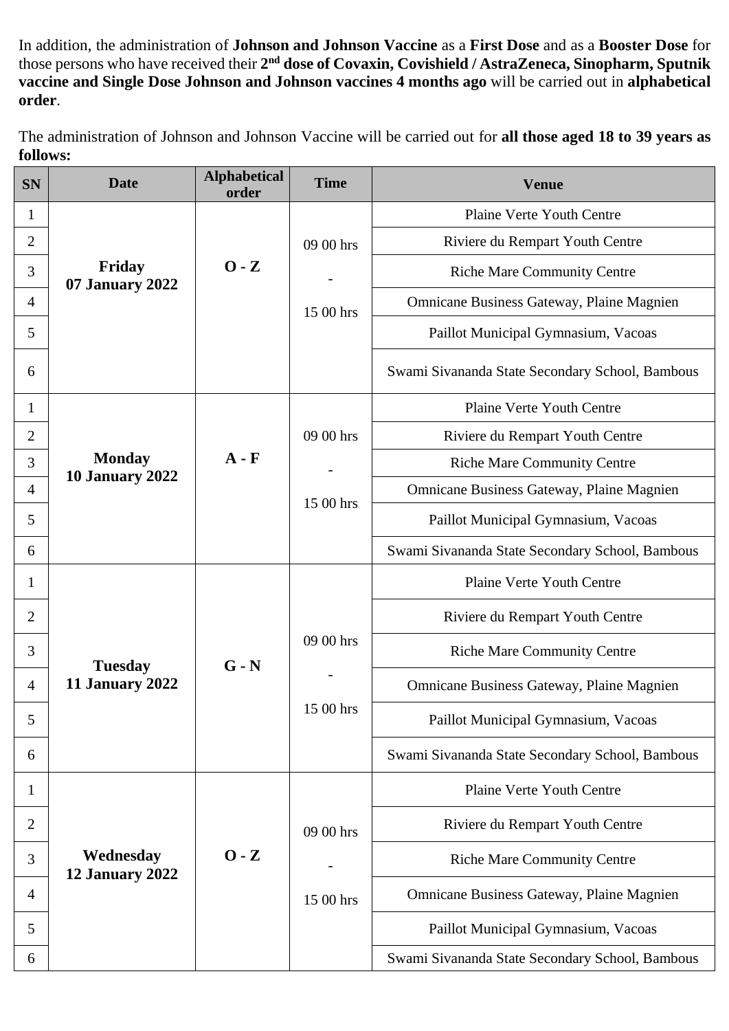In addition, the administration of **Johnson and Johnson Vaccine** as a **First Dose** and as a **Booster Dose** for those persons who have received their **2nd dose of Covaxin, Covishield / AstraZeneca, Sinopharm, Sputnik vaccine and Single Dose Johnson and Johnson vaccines 4 months ago** will be carried out in **alphabetical order**.

The administration of Johnson and Johnson Vaccine will be carried out for **all those aged 18 to 39 years as follows:**

| SN | Date | Alphabetical order | Time | Venue |
|---|---|---|---|---|
| 1 | **Friday 07 January 2022** | **O - Z** | 09 00 hrs - 15 00 hrs | Plaine Verte Youth Centre |
| 2 | | | | Riviere du Rempart Youth Centre |
| 3 | | | | Riche Mare Community Centre |
| 4 | | | | Omnicane Business Gateway, Plaine Magnien |
| 5 | | | | Paillot Municipal Gymnasium, Vacoas |
| 6 | | | | Swami Sivananda State Secondary School, Bambous |
| 1 | **Monday 10 January 2022** | **A - F** | 09 00 hrs - 15 00 hrs | Plaine Verte Youth Centre |
| 2 | | | | Riviere du Rempart Youth Centre |
| 3 | | | | Riche Mare Community Centre |
| 4 | | | | Omnicane Business Gateway, Plaine Magnien |
| 5 | | | | Paillot Municipal Gymnasium, Vacoas |
| 6 | | | | Swami Sivananda State Secondary School, Bambous |
| 1 | **Tuesday 11 January 2022** | **G - N** | 09 00 hrs - 15 00 hrs | Plaine Verte Youth Centre |
| 2 | | | | Riviere du Rempart Youth Centre |
| 3 | | | | Riche Mare Community Centre |
| 4 | | | | Omnicane Business Gateway, Plaine Magnien |
| 5 | | | | Paillot Municipal Gymnasium, Vacoas |
| 6 | | | | Swami Sivananda State Secondary School, Bambous |
| 1 | **Wednesday 12 January 2022** | **O - Z** | 09 00 hrs - 15 00 hrs | Plaine Verte Youth Centre |
| 2 | | | | Riviere du Rempart Youth Centre |
| 3 | | | | Riche Mare Community Centre |
| 4 | | | | Omnicane Business Gateway, Plaine Magnien |
| 5 | | | | Paillot Municipal Gymnasium, Vacoas |
| 6 | | | | Swami Sivananda State Secondary School, Bambous |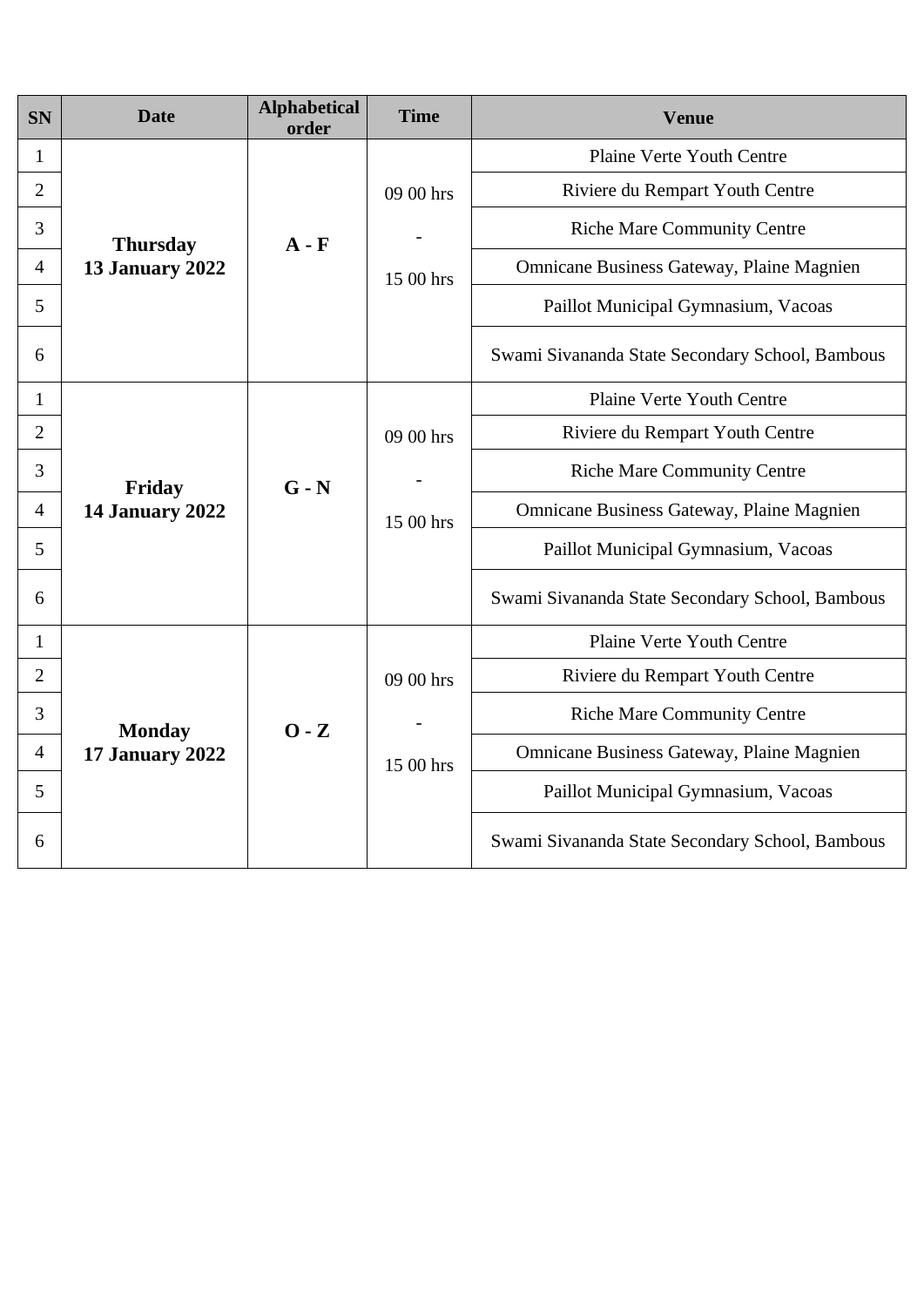| SN | Date | Alphabetical order | Time | Venue |
|---|---|---|---|---|
| 1 | **Thursday 13 January 2022** | **A - F** | 09 00 hrs - 15 00 hrs | Plaine Verte Youth Centre |
| 2 | | | | Riviere du Rempart Youth Centre |
| 3 | | | | Riche Mare Community Centre |
| 4 | | | | Omnicane Business Gateway, Plaine Magnien |
| 5 | | | | Paillot Municipal Gymnasium, Vacoas |
| 6 | | | | Swami Sivananda State Secondary School, Bambous |
| 1 | **Friday 14 January 2022** | **G - N** | 09 00 hrs - 15 00 hrs | Plaine Verte Youth Centre |
| 2 | | | | Riviere du Rempart Youth Centre |
| 3 | | | | Riche Mare Community Centre |
| 4 | | | | Omnicane Business Gateway, Plaine Magnien |
| 5 | | | | Paillot Municipal Gymnasium, Vacoas |
| 6 | | | | Swami Sivananda State Secondary School, Bambous |
| 1 | **Monday 17 January 2022** | **O - Z** | 09 00 hrs - 15 00 hrs | Plaine Verte Youth Centre |
| 2 | | | | Riviere du Rempart Youth Centre |
| 3 | | | | Riche Mare Community Centre |
| 4 | | | | Omnicane Business Gateway, Plaine Magnien |
| 5 | | | | Paillot Municipal Gymnasium, Vacoas |
| 6 | | | | Swami Sivananda State Secondary School, Bambous |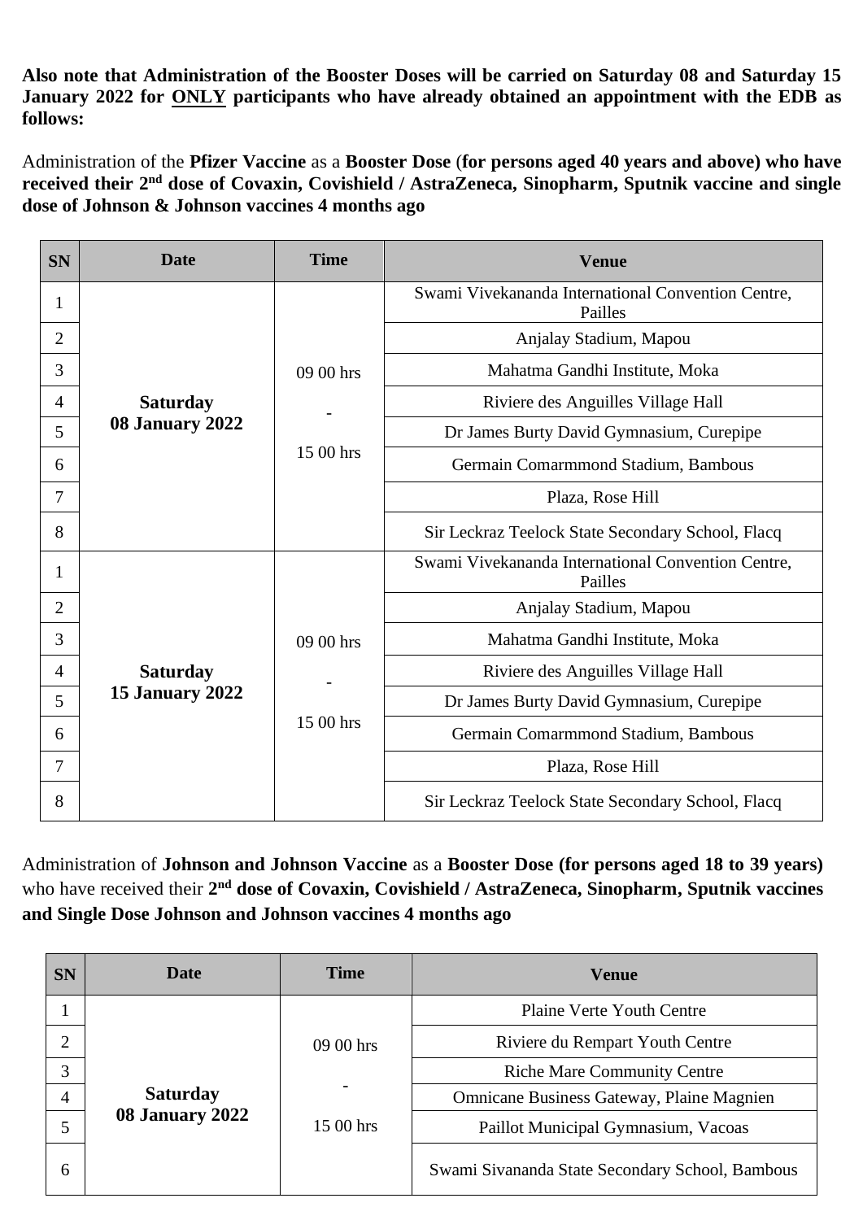**Also note that Administration of the Booster Doses will be carried on Saturday 08 and Saturday 15 January 2022 for ONLY participants who have already obtained an appointment with the EDB as follows:**

Administration of the **Pfizer Vaccine** as a **Booster Dose** (**for persons aged 40 years and above) who have received their 2nd dose of Covaxin, Covishield / AstraZeneca, Sinopharm, Sputnik vaccine and single dose of Johnson & Johnson vaccines 4 months ago**

| SN | Date | Time | Venue |
|---|---|---|---|
| 1 | **Saturday 08 January 2022** | 09 00 hrs - 15 00 hrs | Swami Vivekananda International Convention Centre, Pailles |
| 2 | | | Anjalay Stadium, Mapou |
| 3 | | | Mahatma Gandhi Institute, Moka |
| 4 | | | Riviere des Anguilles Village Hall |
| 5 | | | Dr James Burty David Gymnasium, Curepipe |
| 6 | | | Germain Comarmmond Stadium, Bambous |
| 7 | | | Plaza, Rose Hill |
| 8 | | | Sir Leckraz Teelock State Secondary School, Flacq |
| 1 | **Saturday 15 January 2022** | 09 00 hrs - 15 00 hrs | Swami Vivekananda International Convention Centre, Pailles |
| 2 | | | Anjalay Stadium, Mapou |
| 3 | | | Mahatma Gandhi Institute, Moka |
| 4 | | | Riviere des Anguilles Village Hall |
| 5 | | | Dr James Burty David Gymnasium, Curepipe |
| 6 | | | Germain Comarmmond Stadium, Bambous |
| 7 | | | Plaza, Rose Hill |
| 8 | | | Sir Leckraz Teelock State Secondary School, Flacq |

Administration of **Johnson and Johnson Vaccine** as a **Booster Dose (for persons aged 18 to 39 years)** who have received their **2nd dose of Covaxin, Covishield / AstraZeneca, Sinopharm, Sputnik vaccines and Single Dose Johnson and Johnson vaccines 4 months ago**

| SN | Date | Time | Venue |
|---|---|---|---|
| 1 | **Saturday 08 January 2022** | 09 00 hrs - 15 00 hrs | Plaine Verte Youth Centre |
| 2 | | | Riviere du Rempart Youth Centre |
| 3 | | | Riche Mare Community Centre |
| 4 | | | Omnicane Business Gateway, Plaine Magnien |
| 5 | | | Paillot Municipal Gymnasium, Vacoas |
| 6 | | | Swami Sivananda State Secondary School, Bambous |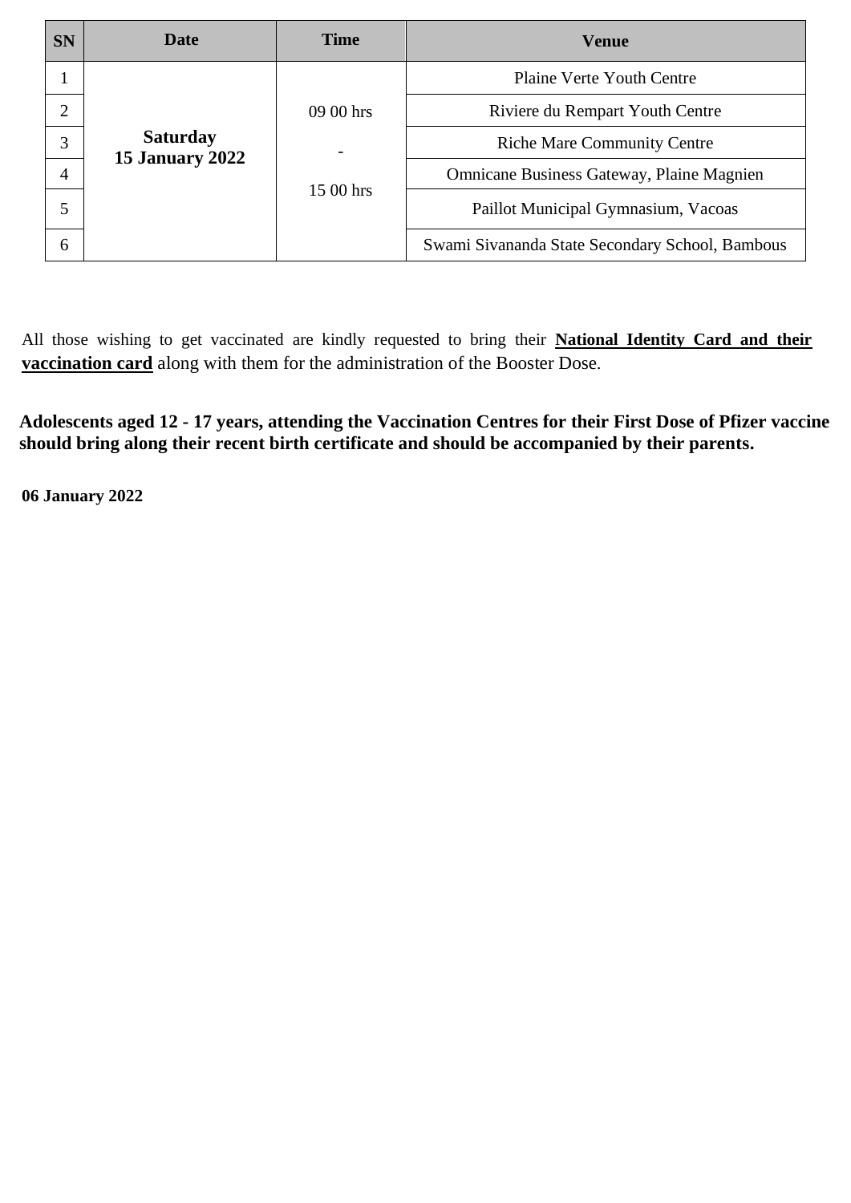| SN | Date | Time | Venue |
|---|---|---|---|
| 1 | **Saturday 15 January 2022** | 09 00 hrs - 15 00 hrs | Plaine Verte Youth Centre |
| 2 | | | Riviere du Rempart Youth Centre |
| 3 | | | Riche Mare Community Centre |
| 4 | | | Omnicane Business Gateway, Plaine Magnien |
| 5 | | | Paillot Municipal Gymnasium, Vacoas |
| 6 | | | Swami Sivananda State Secondary School, Bambous |

All those wishing to get vaccinated are kindly requested to bring their **National Identity Card and their vaccination card** along with them for the administration of the Booster Dose.

**Adolescents aged 12 - 17 years, attending the Vaccination Centres for their First Dose of Pfizer vaccine should bring along their recent birth certificate and should be accompanied by their parents.**

**06 January 2022**